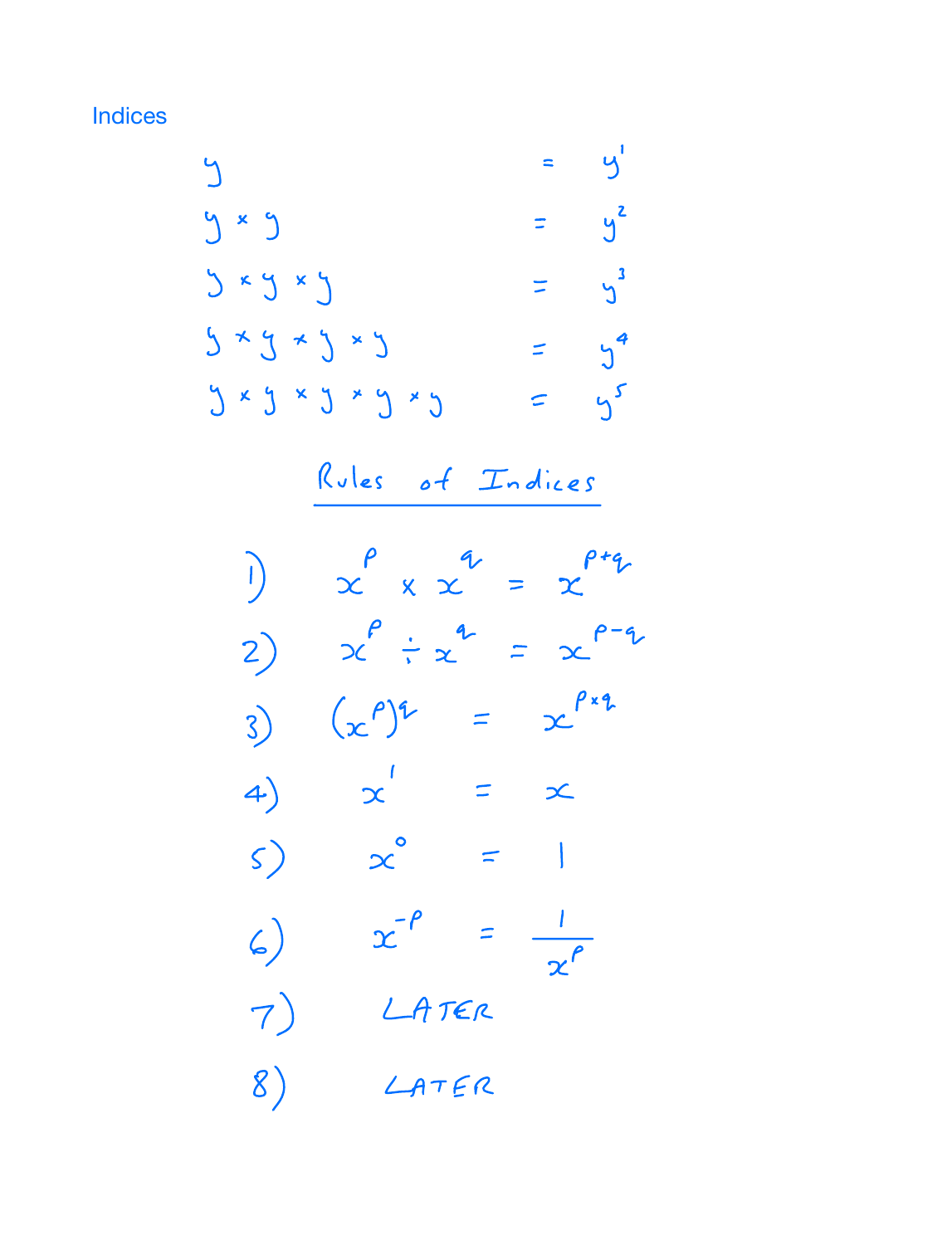# Indices

$$y = y^1$$

$$y \times y = y^2$$

$$y \times y \times y = y^3$$

$$y \times y \times y \times y = y^4$$

$$y \times y \times y \times y \times y = y^5$$

## Rules of Indices

1) $x^p \times x^q = x^{p+q}$

2) $x^p \div x^q = x^{p-q}$

3) $(x^p)^q = x^{p \times q}$

4) $x^1 = x$

5) $x^0 = 1$

6) $x^{-p} = \dfrac{1}{x^p}$

7) LATER

8) LATER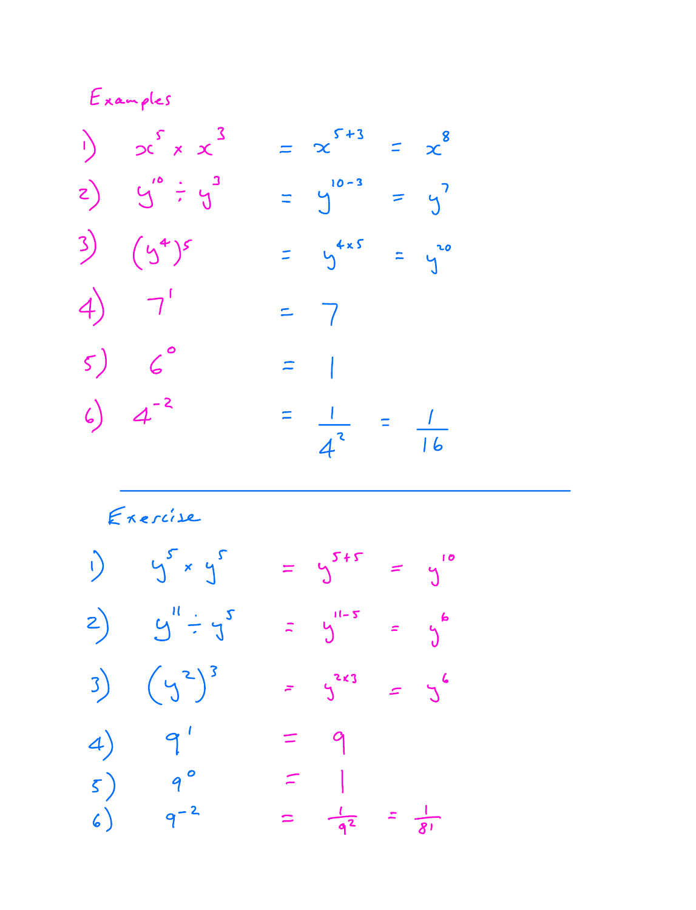## Examples

1) $x^5 \times x^3 = x^{5+3} = x^8$

2) $y^{10} \div y^3 = y^{10-3} = y^7$

3) $(y^4)^5 = y^{4\times 5} = y^{20}$

4) $7^1 = 7$

5) $6^0 = 1$

6) $4^{-2} = \dfrac{1}{4^2} = \dfrac{1}{16}$

---

## Exercise

1) $y^5 \times y^5 = y^{5+5} = y^{10}$

2) $y^{11} \div y^5 = y^{11-5} = y^6$

3) $(y^2)^3 = y^{2\times 3} = y^6$

4) $9^1 = 9$

5) $9^0 = 1$

6) $9^{-2} = \dfrac{1}{9^2} = \dfrac{1}{81}$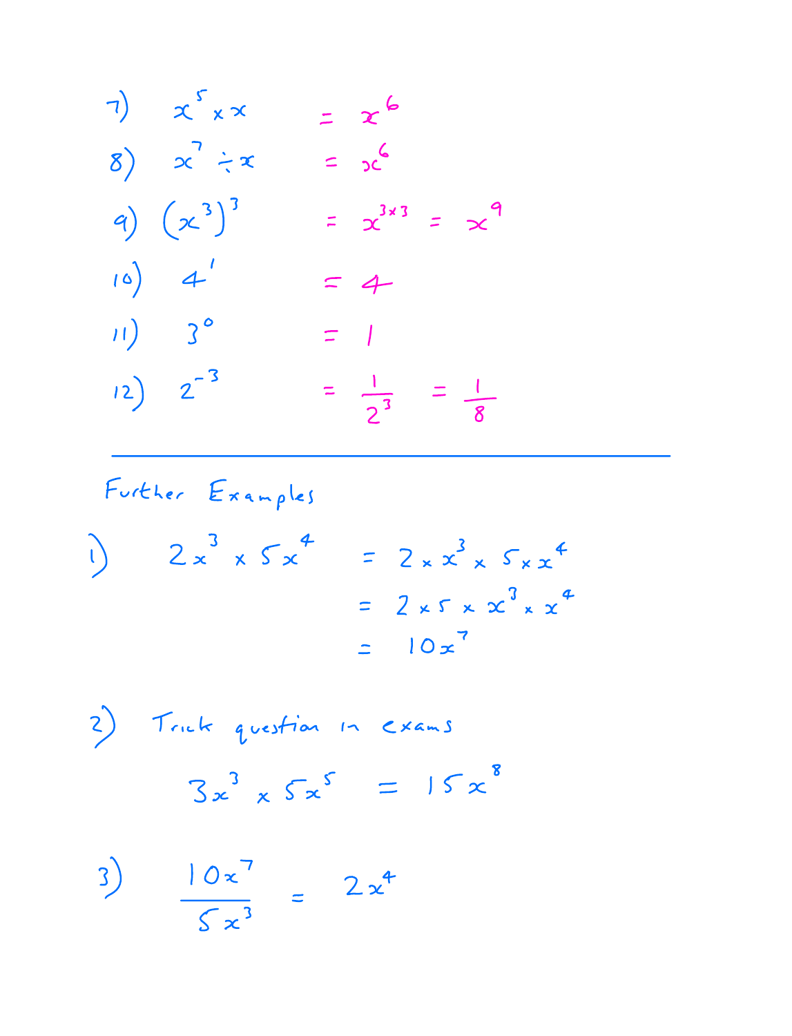7) $x^5 \times x \quad = x^6$

8) $x^7 \div x \quad = x^6$

9) $(x^3)^3 \quad = x^{3\times 3} = x^9$

10) $4^1 \quad = 4$

11) $3^0 \quad = 1$

12) $2^{-3} \quad = \frac{1}{2^3} = \frac{1}{8}$

---

Further Examples

1) $2x^3 \times 5x^4$

$$= 2 \times x^3 \times 5 \times x^4$$

$$= 2 \times 5 \times x^3 \times x^4$$

$$= 10x^7$$

2) Trick question in exams

$$3x^3 \times 5x^5 = 15x^8$$

3) $\dfrac{10x^7}{5x^3} = 2x^4$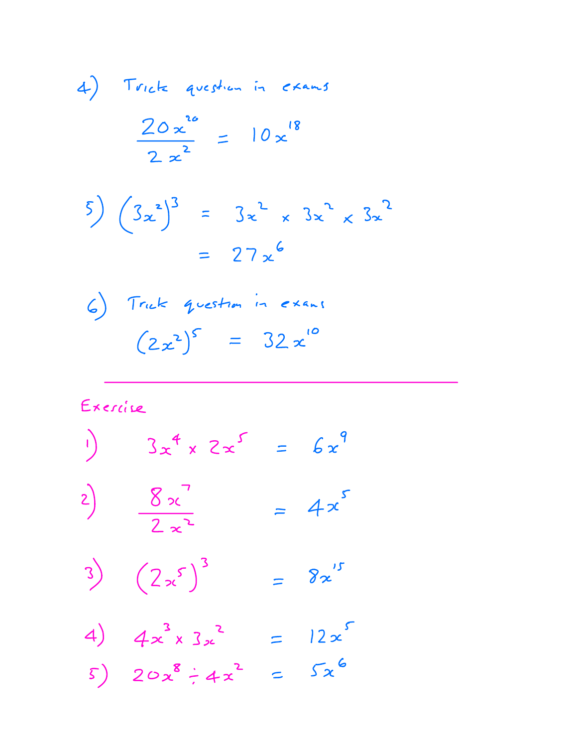4) Trick question in exams

$$\frac{20x^{20}}{2x^2} = 10x^{18}$$

5) $(3x^2)^3 = 3x^2 \times 3x^2 \times 3x^2$

$$= 27x^6$$

6) Trick question in exams

$$(2x^2)^5 = 32x^{10}$$

---

Exercise

1) $3x^4 \times 2x^5 = 6x^9$

2) $\dfrac{8x^7}{2x^2} = 4x^5$

3) $(2x^5)^3 = 8x^{15}$

4) $4x^3 \times 3x^2 = 12x^5$

5) $20x^8 \div 4x^2 = 5x^6$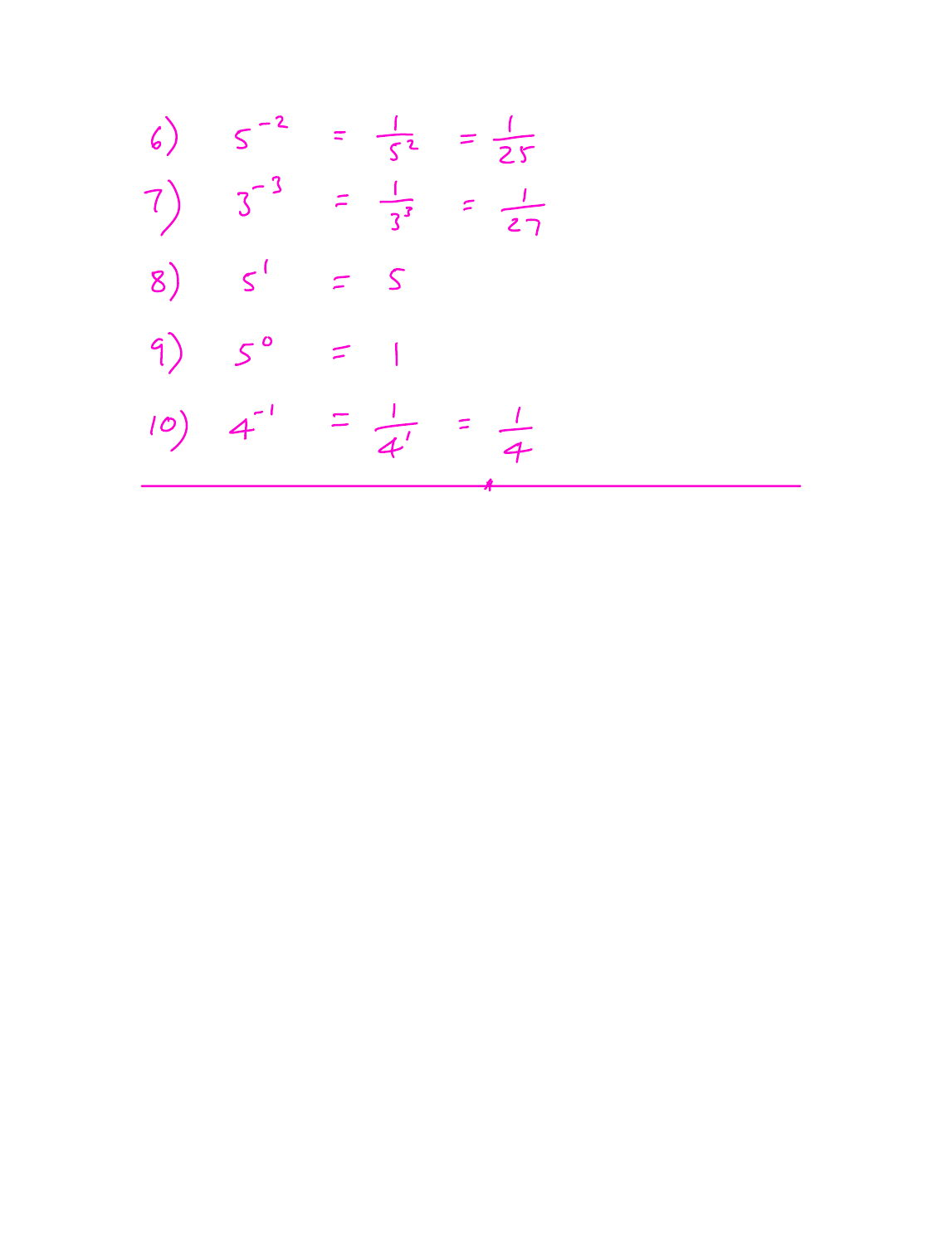6) $5^{-2} = \frac{1}{5^2} = \frac{1}{25}$

7) $3^{-3} = \frac{1}{3^3} = \frac{1}{27}$

8) $5^1 = 5$

9) $5^0 = 1$

10) $4^{-1} = \frac{1}{4^1} = \frac{1}{4}$

---